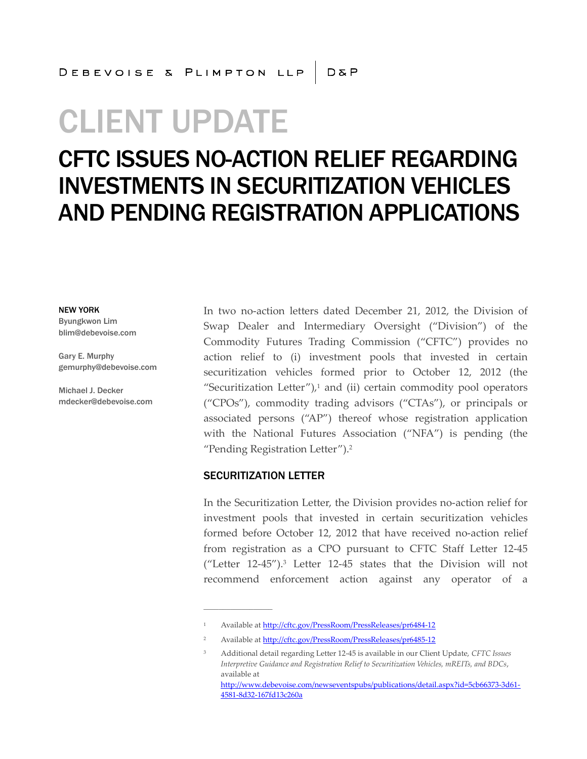DEBEVOISE & PLIMPTON LLP | D&P

# CLIENT UPDATE

# CFTC ISSUES NO-ACTION RELIEF REGARDING INVESTMENTS IN SECURITIZATION VEHICLES AND PENDING REGISTRATION APPLICATIONS

**NEW YORK**

Byungkwon Lim
blim@debevoise.com

Gary E. Murphy
gemurphy@debevoise.com

Michael J. Decker
mdecker@debevoise.com

In two no-action letters dated December 21, 2012, the Division of Swap Dealer and Intermediary Oversight ("Division") of the Commodity Futures Trading Commission ("CFTC") provides no action relief to (i) investment pools that invested in certain securitization vehicles formed prior to October 12, 2012 (the "Securitization Letter"),[1] and (ii) certain commodity pool operators ("CPOs"), commodity trading advisors ("CTAs"), or principals or associated persons ("AP") thereof whose registration application with the National Futures Association ("NFA") is pending (the "Pending Registration Letter").[2]

## SECURITIZATION LETTER

In the Securitization Letter, the Division provides no-action relief for investment pools that invested in certain securitization vehicles formed before October 12, 2012 that have received no-action relief from registration as a CPO pursuant to CFTC Staff Letter 12-45 ("Letter 12-45").[3] Letter 12-45 states that the Division will not recommend enforcement action against any operator of a

---

[1] Available at http://cftc.gov/PressRoom/PressReleases/pr6484-12

[2] Available at http://cftc.gov/PressRoom/PressReleases/pr6485-12

[3] Additional detail regarding Letter 12-45 is available in our Client Update, *CFTC Issues Interpretive Guidance and Registration Relief to Securitization Vehicles, mREITs, and BDCs*, available at http://www.debevoise.com/newseventspubs/publications/detail.aspx?id=5cb66373-3d61-4581-8d32-167fd13c260a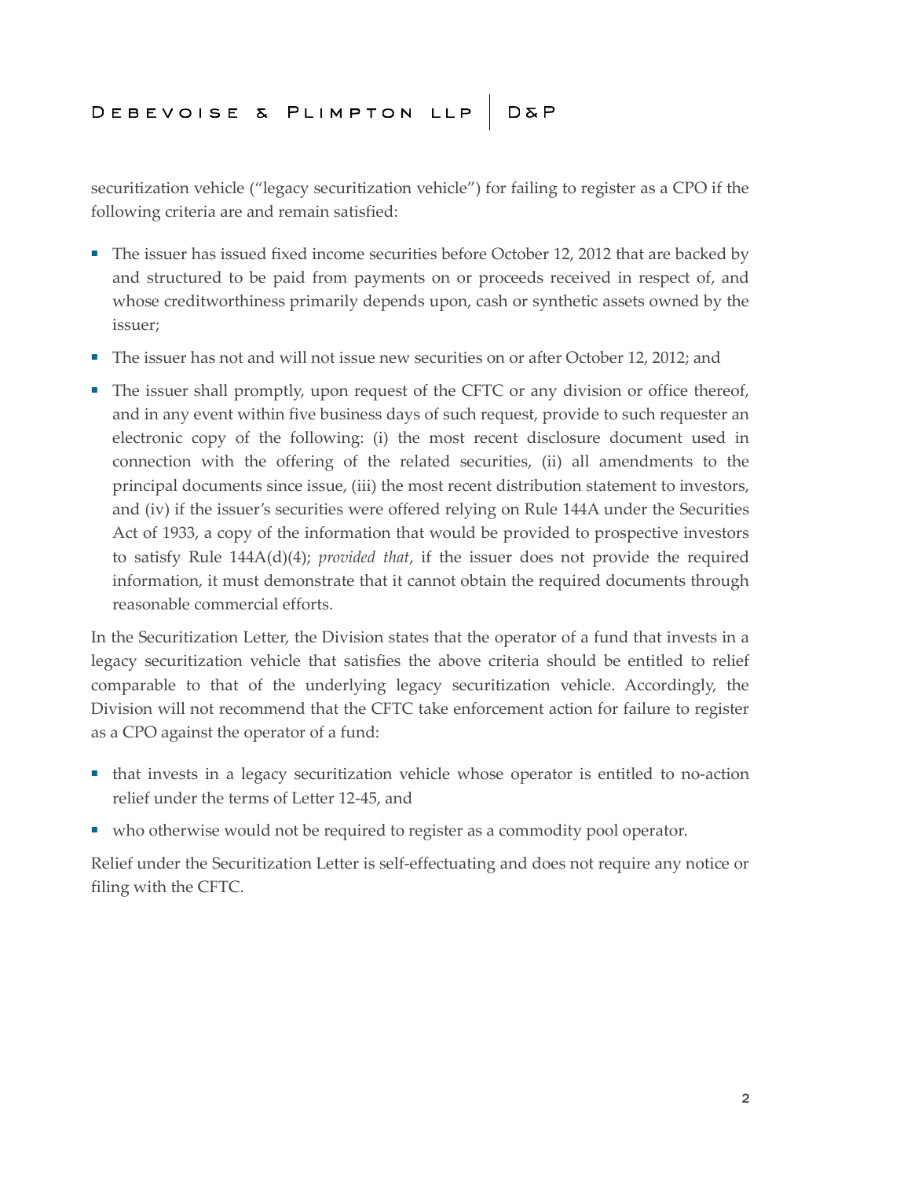securitization vehicle ("legacy securitization vehicle") for failing to register as a CPO if the following criteria are and remain satisfied:

- The issuer has issued fixed income securities before October 12, 2012 that are backed by and structured to be paid from payments on or proceeds received in respect of, and whose creditworthiness primarily depends upon, cash or synthetic assets owned by the issuer;
- The issuer has not and will not issue new securities on or after October 12, 2012; and
- The issuer shall promptly, upon request of the CFTC or any division or office thereof, and in any event within five business days of such request, provide to such requester an electronic copy of the following: (i) the most recent disclosure document used in connection with the offering of the related securities, (ii) all amendments to the principal documents since issue, (iii) the most recent distribution statement to investors, and (iv) if the issuer's securities were offered relying on Rule 144A under the Securities Act of 1933, a copy of the information that would be provided to prospective investors to satisfy Rule 144A(d)(4); *provided that*, if the issuer does not provide the required information, it must demonstrate that it cannot obtain the required documents through reasonable commercial efforts.

In the Securitization Letter, the Division states that the operator of a fund that invests in a legacy securitization vehicle that satisfies the above criteria should be entitled to relief comparable to that of the underlying legacy securitization vehicle. Accordingly, the Division will not recommend that the CFTC take enforcement action for failure to register as a CPO against the operator of a fund:

- that invests in a legacy securitization vehicle whose operator is entitled to no-action relief under the terms of Letter 12-45, and
- who otherwise would not be required to register as a commodity pool operator.

Relief under the Securitization Letter is self-effectuating and does not require any notice or filing with the CFTC.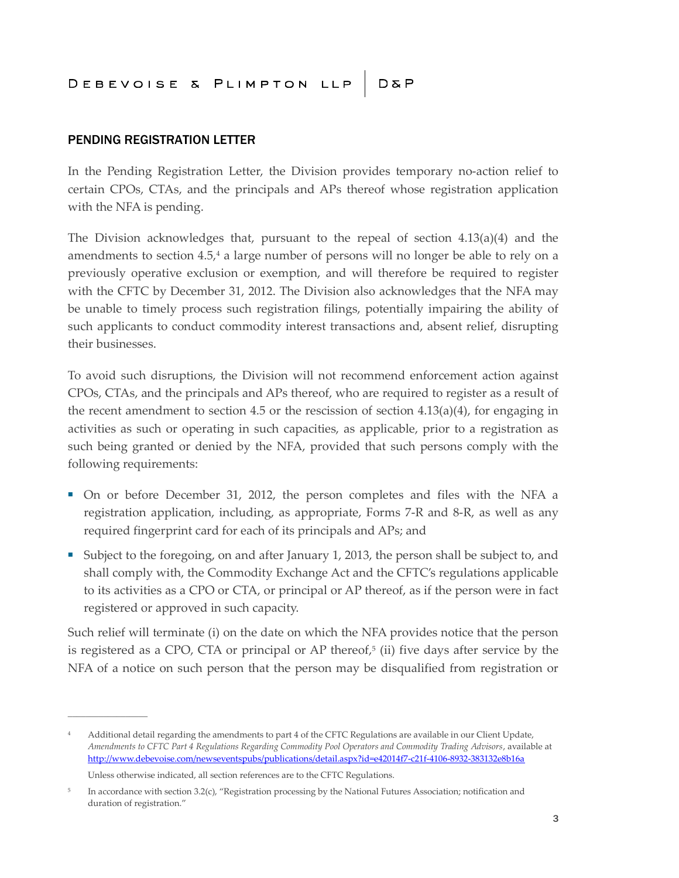## PENDING REGISTRATION LETTER

In the Pending Registration Letter, the Division provides temporary no-action relief to certain CPOs, CTAs, and the principals and APs thereof whose registration application with the NFA is pending.

The Division acknowledges that, pursuant to the repeal of section 4.13(a)(4) and the amendments to section 4.5,[4] a large number of persons will no longer be able to rely on a previously operative exclusion or exemption, and will therefore be required to register with the CFTC by December 31, 2012. The Division also acknowledges that the NFA may be unable to timely process such registration filings, potentially impairing the ability of such applicants to conduct commodity interest transactions and, absent relief, disrupting their businesses.

To avoid such disruptions, the Division will not recommend enforcement action against CPOs, CTAs, and the principals and APs thereof, who are required to register as a result of the recent amendment to section 4.5 or the rescission of section 4.13(a)(4), for engaging in activities as such or operating in such capacities, as applicable, prior to a registration as such being granted or denied by the NFA, provided that such persons comply with the following requirements:

- On or before December 31, 2012, the person completes and files with the NFA a registration application, including, as appropriate, Forms 7-R and 8-R, as well as any required fingerprint card for each of its principals and APs; and
- Subject to the foregoing, on and after January 1, 2013, the person shall be subject to, and shall comply with, the Commodity Exchange Act and the CFTC's regulations applicable to its activities as a CPO or CTA, or principal or AP thereof, as if the person were in fact registered or approved in such capacity.

Such relief will terminate (i) on the date on which the NFA provides notice that the person is registered as a CPO, CTA or principal or AP thereof,[5] (ii) five days after service by the NFA of a notice on such person that the person may be disqualified from registration or

---

[4] Additional detail regarding the amendments to part 4 of the CFTC Regulations are available in our Client Update, *Amendments to CFTC Part 4 Regulations Regarding Commodity Pool Operators and Commodity Trading Advisors*, available at http://www.debevoise.com/newseventspubs/publications/detail.aspx?id=e42014f7-c21f-4106-8932-383132e8b16a

Unless otherwise indicated, all section references are to the CFTC Regulations.

[5] In accordance with section 3.2(c), "Registration processing by the National Futures Association; notification and duration of registration."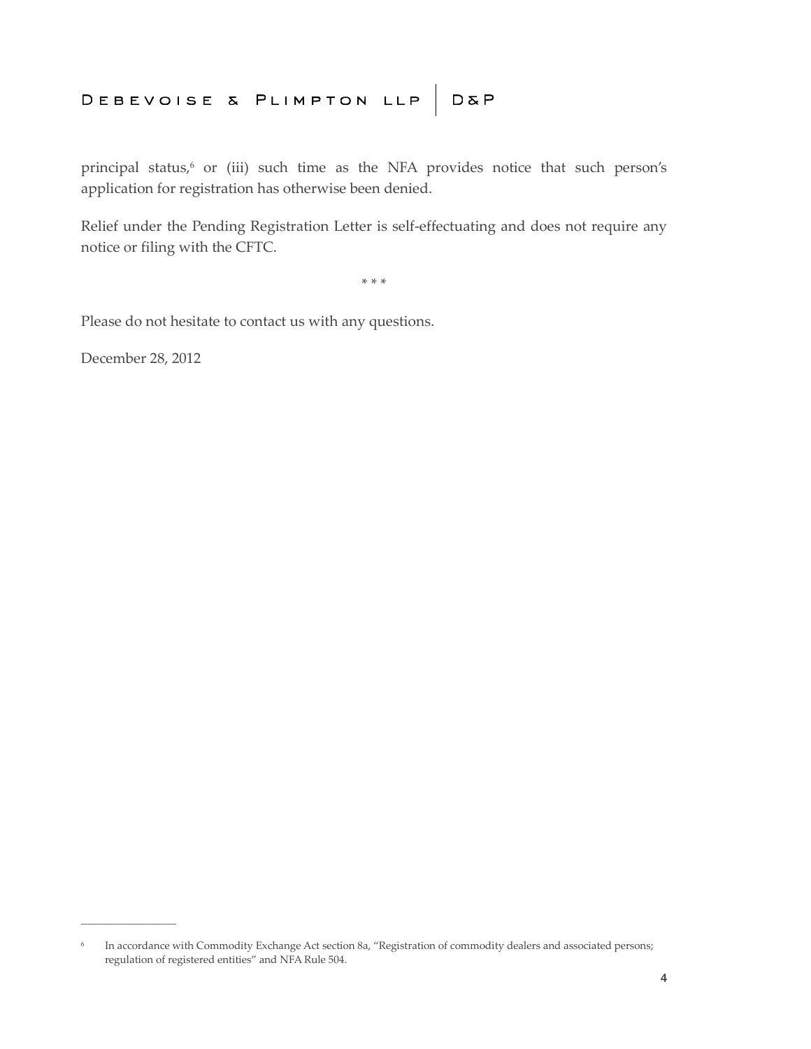principal status,[6] or (iii) such time as the NFA provides notice that such person's application for registration has otherwise been denied.

Relief under the Pending Registration Letter is self-effectuating and does not require any notice or filing with the CFTC.

\* \* \*

Please do not hesitate to contact us with any questions.

December 28, 2012

---

[6] In accordance with Commodity Exchange Act section 8a, "Registration of commodity dealers and associated persons; regulation of registered entities" and NFA Rule 504.